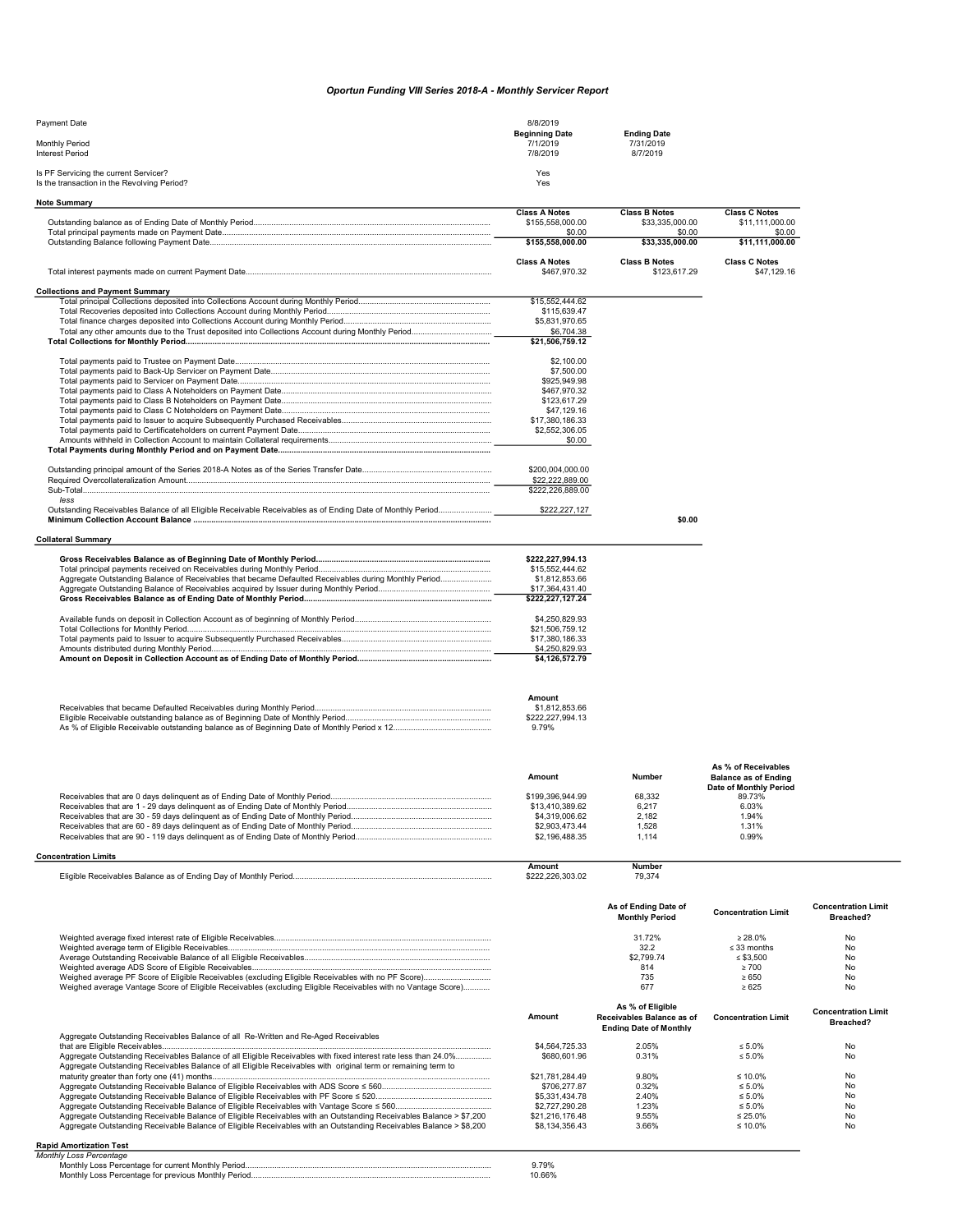# Oportun Funding VIII Series 2018-A - Monthly Servicer Report

| | | | |
|---|---|---|---|
| Payment Date | 8/8/2019 | | |
| | **Beginning Date** | **Ending Date** | |
| Monthly Period | 7/1/2019 | 7/31/2019 | |
| Interest Period | 7/8/2019 | 8/7/2019 | |
| Is PF Servicing the current Servicer? | Yes | | |
| Is the transaction in the Revolving Period? | Yes | | |

## Note Summary

| | Class A Notes | Class B Notes | Class C Notes |
|---|---|---|---|
| Outstanding balance as of Ending Date of Monthly Period | $155,558,000.00 | $33,335,000.00 | $11,111,000.00 |
| Total principal payments made on Payment Date | $0.00 | $0.00 | $0.00 |
| Outstanding Balance following Payment Date | **$155,558,000.00** | **$33,335,000.00** | **$11,111,000.00** |

| | Class A Notes | Class B Notes | Class C Notes |
|---|---|---|---|
| Total interest payments made on current Payment Date | $467,970.32 | $123,617.29 | $47,129.16 |

## Collections and Payment Summary

| | | |
|---|---|---|
| Total principal Collections deposited into Collections Account during Monthly Period | $15,552,444.62 | |
| Total Recoveries deposited into Collections Account during Monthly Period | $115,639.47 | |
| Total finance charges deposited into Collections Account during Monthly Period | $5,831,970.65 | |
| Total any other amounts due to the Trust deposited into Collections Account during Monthly Period | $6,704.38 | |
| **Total Collections for Monthly Period** | **$21,506,759.12** | |
| Total payments paid to Trustee on Payment Date | $2,100.00 | |
| Total payments paid to Back-Up Servicer on Payment Date | $7,500.00 | |
| Total payments paid to Servicer on Payment Date | $925,949.98 | |
| Total payments paid to Class A Noteholders on Payment Date | $467,970.32 | |
| Total payments paid to Class B Noteholders on Payment Date | $123,617.29 | |
| Total payments paid to Class C Noteholders on Payment Date | $47,129.16 | |
| Total payments paid to Issuer to acquire Subsequently Purchased Receivables | $17,380,186.33 | |
| Total payments paid to Certificateholders on current Payment Date | $2,552,306.05 | |
| Amounts withheld in Collection Account to maintain Collateral requirements | $0.00 | |
| **Total Payments during Monthly Period and on Payment Date** | | |
| Outstanding principal amount of the Series 2018-A Notes as of the Series Transfer Date | $200,004,000.00 | |
| Required Overcollateralization Amount | $22,222,889.00 | |
| Sub-Total | $222,226,889.00 | |
| *less* | | |
| Outstanding Receivables Balance of all Eligible Receivable Receivables as of Ending Date of Monthly Period | $222,227,127 | |
| **Minimum Collection Account Balance** | | **$0.00** |

## Collateral Summary

| | |
|---|---|
| **Gross Receivables Balance as of Beginning Date of Monthly Period** | **$222,227,994.13** |
| Total principal payments received on Receivables during Monthly Period | $15,552,444.62 |
| Aggregate Outstanding Balance of Receivables that became Defaulted Receivables during Monthly Period | $1,812,853.66 |
| Aggregate Outstanding Balance of Receivables acquired by Issuer during Monthly Period | $17,364,431.40 |
| **Gross Receivables Balance as of Ending Date of Monthly Period** | **$222,227,127.24** |
| Available funds on deposit in Collection Account as of beginning of Monthly Period | $4,250,829.93 |
| Total Collections for Monthly Period | $21,506,759.12 |
| Total payments paid to Issuer to acquire Subsequently Purchased Receivables | $17,380,186.33 |
| Amounts distributed during Monthly Period | $4,250,829.93 |
| **Amount on Deposit in Collection Account as of Ending Date of Monthly Period** | **$4,126,572.79** |

| | Amount |
|---|---|
| Receivables that became Defaulted Receivables during Monthly Period | $1,812,853.66 |
| Eligible Receivable outstanding balance as of Beginning Date of Monthly Period | $222,227,994.13 |
| As % of Eligible Receivable outstanding balance as of Beginning Date of Monthly Period x 12 | 9.79% |

| | Amount | Number | As % of Receivables Balance as of Ending Date of Monthly Period |
|---|---|---|---|
| Receivables that are 0 days delinquent as of Ending Date of Monthly Period | $199,396,944.99 | 68,332 | 89.73% |
| Receivables that are 1 - 29 days delinquent as of Ending Date of Monthly Period | $13,410,389.62 | 6,217 | 6.03% |
| Receivables that are 30 - 59 days delinquent as of Ending Date of Monthly Period | $4,319,006.62 | 2,182 | 1.94% |
| Receivables that are 60 - 89 days delinquent as of Ending Date of Monthly Period | $2,903,473.44 | 1,528 | 1.31% |
| Receivables that are 90 - 119 days delinquent as of Ending Date of Monthly Period | $2,196,488.35 | 1,114 | 0.99% |

## Concentration Limits

| | Amount | Number |
|---|---|---|
| Eligible Receivables Balance as of Ending Day of Monthly Period | $222,226,303.02 | 79,374 |

| | As of Ending Date of Monthly Period | Concentration Limit | Concentration Limit Breached? |
|---|---|---|---|
| Weighted average fixed interest rate of Eligible Receivables | 31.72% | ≥ 28.0% | No |
| Weighted average term of Eligible Receivables | 32.2 | ≤ 33 months | No |
| Average Outstanding Receivable Balance of all Eligible Receivables | $2,799.74 | ≤ $3,500 | No |
| Weighted average ADS Score of Eligible Receivables | 814 | ≥ 700 | No |
| Weighed average PF Score of Eligible Receivables (excluding Eligible Receivables with no PF Score) | 735 | ≥ 650 | No |
| Weighed average Vantage Score of Eligible Receivables (excluding Eligible Receivables with no Vantage Score) | 677 | ≥ 625 | No |

| | Amount | As % of Eligible Receivables Balance as of Ending Date of Monthly | Concentration Limit | Concentration Limit Breached? |
|---|---|---|---|---|
| Aggregate Outstanding Receivables Balance of all Re-Written and Re-Aged Receivables that are Eligible Receivables | $4,564,725.33 | 2.05% | ≤ 5.0% | No |
| Aggregate Outstanding Receivables Balance of all Eligible Receivables with fixed interest rate less than 24.0% | $680,601.96 | 0.31% | ≤ 5.0% | No |
| Aggregate Outstanding Receivables Balance of all Eligible Receivables with original term or remaining term to maturity greater than forty one (41) months | $21,781,284.49 | 9.80% | ≤ 10.0% | No |
| Aggregate Outstanding Receivable Balance of Eligible Receivables with ADS Score ≤ 560 | $706,277.87 | 0.32% | ≤ 5.0% | No |
| Aggregate Outstanding Receivable Balance of Eligible Receivables with PF Score ≤ 520 | $5,331,434.78 | 2.40% | ≤ 5.0% | No |
| Aggregate Outstanding Receivable Balance of Eligible Receivables with Vantage Score ≤ 560 | $2,727,290.28 | 1.23% | ≤ 5.0% | No |
| Aggregate Outstanding Receivable Balance of Eligible Receivables with an Outstanding Receivables Balance > $7,200 | $21,216,176.48 | 9.55% | ≤ 25.0% | No |
| Aggregate Outstanding Receivable Balance of Eligible Receivables with an Outstanding Receivables Balance > $8,200 | $8,134,356.43 | 3.66% | ≤ 10.0% | No |

## Rapid Amortization Test

*Monthly Loss Percentage*

| | |
|---|---|
| Monthly Loss Percentage for current Monthly Period | 9.79% |
| Monthly Loss Percentage for previous Monthly Period | 10.66% |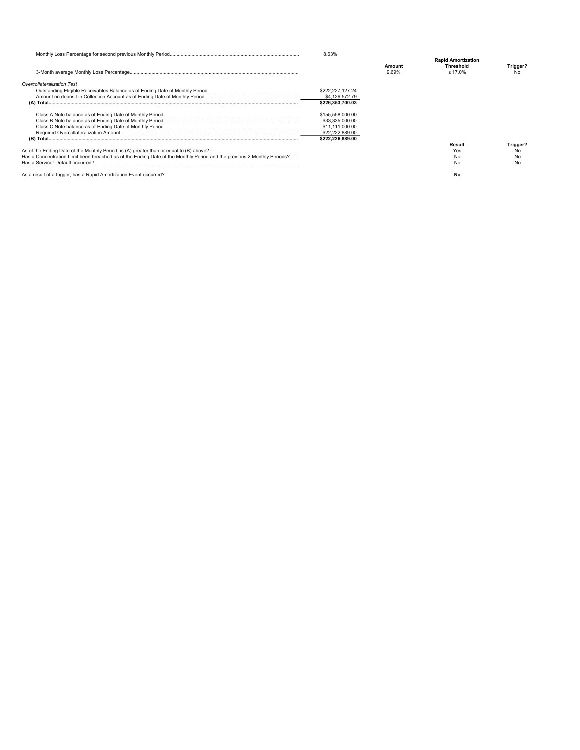| | | | | |
|---|---|---|---|---|
| Monthly Loss Percentage for second previous Monthly Period | 8.63% | | | |
| | | **Amount** | **Rapid Amortization Threshold** | **Trigger?** |
| 3-Month average Monthly Loss Percentage | | 9.69% | ≤ 17.0% | No |

*Overcollateralization Test*

| | |
|---|---|
| Outstanding Eligible Receivables Balance as of Ending Date of Monthly Period | $222,227,127.24 |
| Amount on deposit in Collection Account as of Ending Date of Monthly Period | $4,126,572.79 |
| **(A) Total** | **$226,353,700.03** |
| Class A Note balance as of Ending Date of Monthly Period | $155,558,000.00 |
| Class B Note balance as of Ending Date of Monthly Period | $33,335,000.00 |
| Class C Note balance as of Ending Date of Monthly Period | $11,111,000.00 |
| Required Overcollateralization Amount | $22,222,889.00 |
| **(B) Total** | **$222,226,889.00** |

| | **Result** | **Trigger?** |
|---|---|---|
| As of the Ending Date of the Monthly Period, is (A) greater than or equal to (B) above? | Yes | No |
| Has a Concentration Limit been breached as of the Ending Date of the Monthly Period and the previous 2 Monthly Periods? | No | No |
| Has a Servicer Default occurred? | No | No |
| As a result of a trigger, has a Rapid Amortization Event occurred? | **No** | |